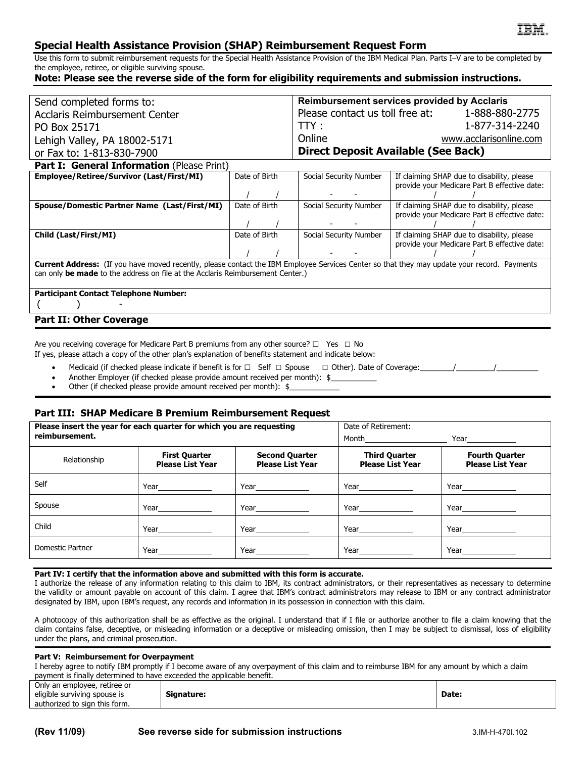IBM

## Special Health Assistance Provision (SHAP) Reimbursement Request Form

Use this form to submit reimbursement requests for the Special Health Assistance Provision of the IBM Medical Plan. Parts I–V are to be completed by the employee, retiree, or eligible surviving spouse.

**Note: Please see the reverse side of the form for eligibility requirements and submission instructions.**

| Send completed forms to: | **Reimbursement services provided by Acclaris** |
|---|---|
| Acclaris Reimbursement Center | Please contact us toll free at: 1-888-880-2775 |
| PO Box 25171 | TTY : 1-877-314-2240 |
| Lehigh Valley, PA 18002-5171 | Online www.acclarisonline.com |
| or Fax to: 1-813-830-7900 | **Direct Deposit Available (See Back)** |

### Part I: General Information (Please Print)

| **Employee/Retiree/Survivor (Last/First/MI)** | Date of Birth | Social Security Number | If claiming SHAP due to disability, please provide your Medicare Part B effective date: |
|---|---|---|---|
| | / / | - - | / / |
| **Spouse/Domestic Partner Name (Last/First/MI)** | Date of Birth | Social Security Number | If claiming SHAP due to disability, please provide your Medicare Part B effective date: |
| | / / | - - | / / |
| **Child (Last/First/MI)** | Date of Birth | Social Security Number | If claiming SHAP due to disability, please provide your Medicare Part B effective date: |
| | / / | - - | / / |

**Current Address:** (If you have moved recently, please contact the IBM Employee Services Center so that they may update your record. Payments can only **be made** to the address on file at the Acclaris Reimbursement Center.)

**Participant Contact Telephone Number:**
( ) -

### Part II: Other Coverage

Are you receiving coverage for Medicare Part B premiums from any other source? ☐ Yes ☐ No
If yes, please attach a copy of the other plan's explanation of benefits statement and indicate below:

- Medicaid (if checked please indicate if benefit is for ☐ Self ☐ Spouse ☐ Other). Date of Coverage:________/_________/__________
- Another Employer (if checked please provide amount received per month): $___________
- Other (if checked please provide amount received per month): $____________

### Part III: SHAP Medicare B Premium Reimbursement Request

**Please insert the year for each quarter for which you are requesting reimbursement.**

Date of Retirement: Month____________________ Year____________

| Relationship | **First Quarter Please List Year** | **Second Quarter Please List Year** | **Third Quarter Please List Year** | **Fourth Quarter Please List Year** |
|---|---|---|---|---|
| Self | Year_____________ | Year_____________ | Year_____________ | Year_____________ |
| Spouse | Year_____________ | Year_____________ | Year_____________ | Year_____________ |
| Child | Year_____________ | Year_____________ | Year_____________ | Year_____________ |
| Domestic Partner | Year_____________ | Year_____________ | Year_____________ | Year_____________ |

**Part IV: I certify that the information above and submitted with this form is accurate.**

I authorize the release of any information relating to this claim to IBM, its contract administrators, or their representatives as necessary to determine the validity or amount payable on account of this claim. I agree that IBM's contract administrators may release to IBM or any contract administrator designated by IBM, upon IBM's request, any records and information in its possession in connection with this claim.

A photocopy of this authorization shall be as effective as the original. I understand that if I file or authorize another to file a claim knowing that the claim contains false, deceptive, or misleading information or a deceptive or misleading omission, then I may be subject to dismissal, loss of eligibility under the plans, and criminal prosecution.

**Part V: Reimbursement for Overpayment**

I hereby agree to notify IBM promptly if I become aware of any overpayment of this claim and to reimburse IBM for any amount by which a claim payment is finally determined to have exceeded the applicable benefit.

| Only an employee, retiree or eligible surviving spouse is authorized to sign this form. | **Signature:** | **Date:** |
|---|---|---|

**(Rev 11/09)** **See reverse side for submission instructions** 3.IM-H-470I.102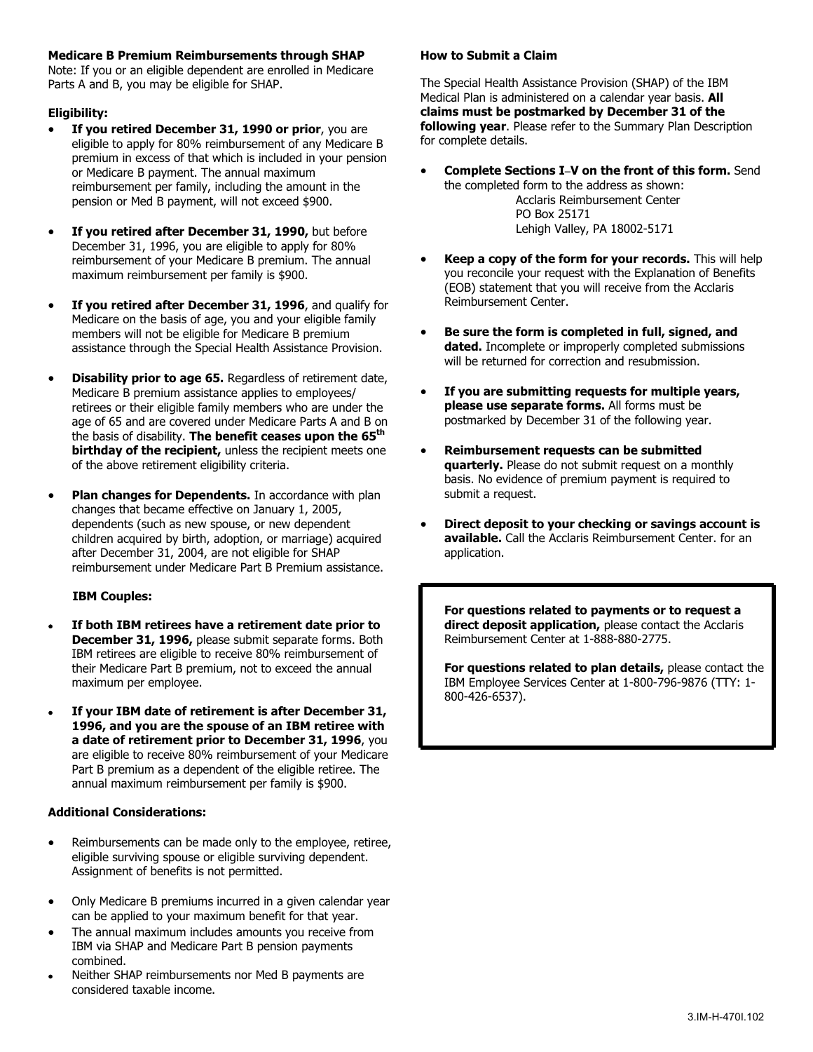**Medicare B Premium Reimbursements through SHAP**
Note: If you or an eligible dependent are enrolled in Medicare Parts A and B, you may be eligible for SHAP.

**Eligibility:**

- **If you retired December 31, 1990 or prior**, you are eligible to apply for 80% reimbursement of any Medicare B premium in excess of that which is included in your pension or Medicare B payment. The annual maximum reimbursement per family, including the amount in the pension or Med B payment, will not exceed $900.
- **If you retired after December 31, 1990,** but before December 31, 1996, you are eligible to apply for 80% reimbursement of your Medicare B premium. The annual maximum reimbursement per family is $900.
- **If you retired after December 31, 1996**, and qualify for Medicare on the basis of age, you and your eligible family members will not be eligible for Medicare B premium assistance through the Special Health Assistance Provision.
- **Disability prior to age 65.** Regardless of retirement date, Medicare B premium assistance applies to employees/ retirees or their eligible family members who are under the age of 65 and are covered under Medicare Parts A and B on the basis of disability. **The benefit ceases upon the 65th birthday of the recipient,** unless the recipient meets one of the above retirement eligibility criteria.
- **Plan changes for Dependents.** In accordance with plan changes that became effective on January 1, 2005, dependents (such as new spouse, or new dependent children acquired by birth, adoption, or marriage) acquired after December 31, 2004, are not eligible for SHAP reimbursement under Medicare Part B Premium assistance.

**IBM Couples:**

- **If both IBM retirees have a retirement date prior to December 31, 1996,** please submit separate forms. Both IBM retirees are eligible to receive 80% reimbursement of their Medicare Part B premium, not to exceed the annual maximum per employee.
- **If your IBM date of retirement is after December 31, 1996, and you are the spouse of an IBM retiree with a date of retirement prior to December 31, 1996**, you are eligible to receive 80% reimbursement of your Medicare Part B premium as a dependent of the eligible retiree. The annual maximum reimbursement per family is $900.

**Additional Considerations:**

- Reimbursements can be made only to the employee, retiree, eligible surviving spouse or eligible surviving dependent. Assignment of benefits is not permitted.
- Only Medicare B premiums incurred in a given calendar year can be applied to your maximum benefit for that year.
- The annual maximum includes amounts you receive from IBM via SHAP and Medicare Part B pension payments combined.
- Neither SHAP reimbursements nor Med B payments are considered taxable income.

**How to Submit a Claim**

The Special Health Assistance Provision (SHAP) of the IBM Medical Plan is administered on a calendar year basis. **All claims must be postmarked by December 31 of the following year**. Please refer to the Summary Plan Description for complete details.

- **Complete Sections I–V on the front of this form.** Send the completed form to the address as shown:
  Acclaris Reimbursement Center
  PO Box 25171
  Lehigh Valley, PA 18002-5171
- **Keep a copy of the form for your records.** This will help you reconcile your request with the Explanation of Benefits (EOB) statement that you will receive from the Acclaris Reimbursement Center.
- **Be sure the form is completed in full, signed, and dated.** Incomplete or improperly completed submissions will be returned for correction and resubmission.
- **If you are submitting requests for multiple years, please use separate forms.** All forms must be postmarked by December 31 of the following year.
- **Reimbursement requests can be submitted quarterly.** Please do not submit request on a monthly basis. No evidence of premium payment is required to submit a request.
- **Direct deposit to your checking or savings account is available.** Call the Acclaris Reimbursement Center. for an application.

**For questions related to payments or to request a direct deposit application,** please contact the Acclaris Reimbursement Center at 1-888-880-2775.

**For questions related to plan details,** please contact the IBM Employee Services Center at 1-800-796-9876 (TTY: 1-800-426-6537).

3.IM-H-470I.102